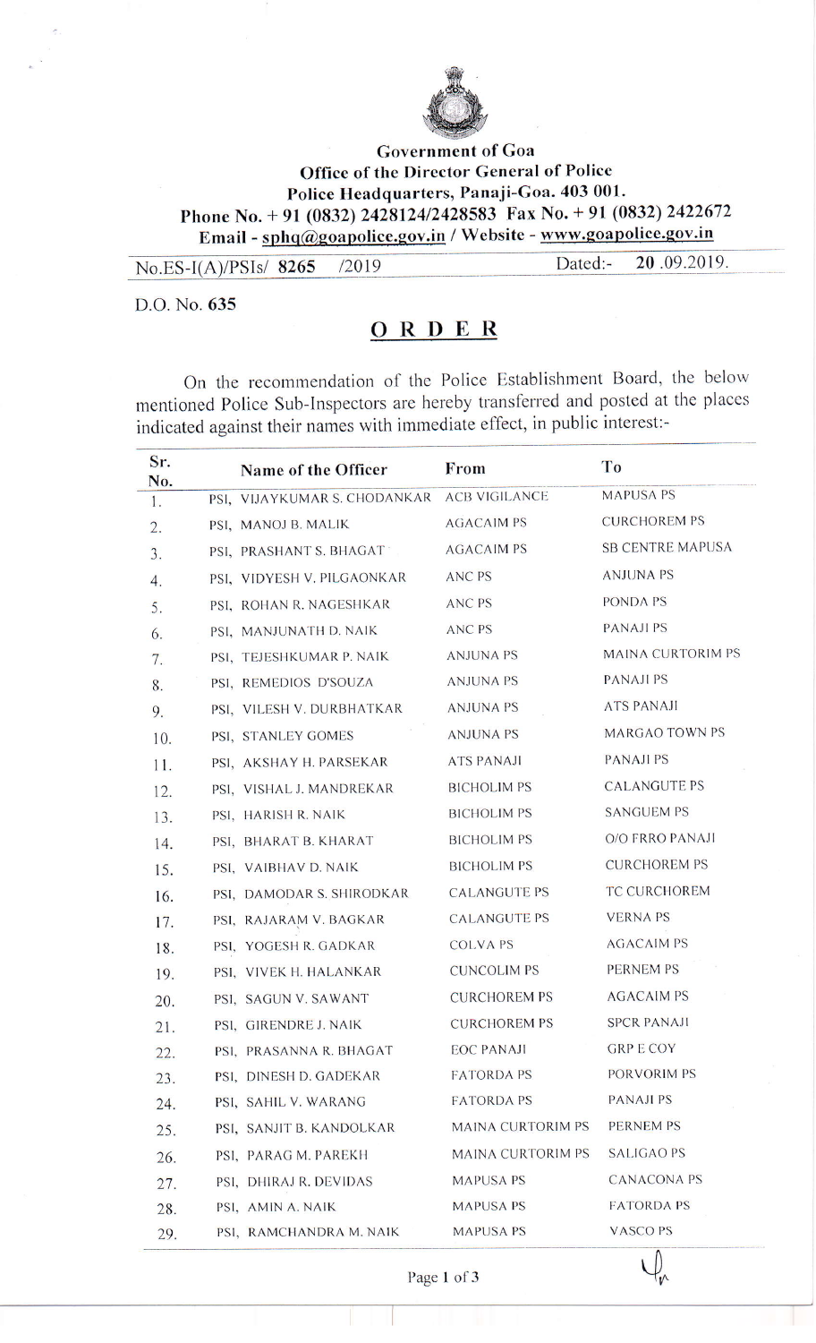**Government of Goa**
**Office of the Director General of Police**
**Police Headquarters, Panaji-Goa. 403 001.**
**Phone No. + 91 (0832) 2428124/2428583 Fax No. + 91 (0832) 2422672**
**Email - sphq@goapolice.gov.in / Website - www.goapolice.gov.in**

No.ES-I(A)/PSIs/ **8265** /2019 Dated:- **20** .09.2019.

D.O. No. **635**

# ORDER

On the recommendation of the Police Establishment Board, the below mentioned Police Sub-Inspectors are hereby transferred and posted at the places indicated against their names with immediate effect, in public interest:-

| Sr. No. | Name of the Officer | From | To |
|---|---|---|---|
| 1. | PSI, VIJAYKUMAR S. CHODANKAR | ACB VIGILANCE | MAPUSA PS |
| 2. | PSI, MANOJ B. MALIK | AGACAIM PS | CURCHOREM PS |
| 3. | PSI, PRASHANT S. BHAGAT | AGACAIM PS | SB CENTRE MAPUSA |
| 4. | PSI, VIDYESH V. PILGAONKAR | ANC PS | ANJUNA PS |
| 5. | PSI, ROHAN R. NAGESHKAR | ANC PS | PONDA PS |
| 6. | PSI, MANJUNATH D. NAIK | ANC PS | PANAJI PS |
| 7. | PSI, TEJESHKUMAR P. NAIK | ANJUNA PS | MAINA CURTORIM PS |
| 8. | PSI, REMEDIOS D'SOUZA | ANJUNA PS | PANAJI PS |
| 9. | PSI, VILESH V. DURBHATKAR | ANJUNA PS | ATS PANAJI |
| 10. | PSI, STANLEY GOMES | ANJUNA PS | MARGAO TOWN PS |
| 11. | PSI, AKSHAY H. PARSEKAR | ATS PANAJI | PANAJI PS |
| 12. | PSI, VISHAL J. MANDREKAR | BICHOLIM PS | CALANGUTE PS |
| 13. | PSI, HARISH R. NAIK | BICHOLIM PS | SANGUEM PS |
| 14. | PSI, BHARAT B. KHARAT | BICHOLIM PS | O/O FRRO PANAJI |
| 15. | PSI, VAIBHAV D. NAIK | BICHOLIM PS | CURCHOREM PS |
| 16. | PSI, DAMODAR S. SHIRODKAR | CALANGUTE PS | TC CURCHOREM |
| 17. | PSI, RAJARAM V. BAGKAR | CALANGUTE PS | VERNA PS |
| 18. | PSI, YOGESH R. GADKAR | COLVA PS | AGACAIM PS |
| 19. | PSI, VIVEK H. HALANKAR | CUNCOLIM PS | PERNEM PS |
| 20. | PSI, SAGUN V. SAWANT | CURCHOREM PS | AGACAIM PS |
| 21. | PSI, GIRENDRE J. NAIK | CURCHOREM PS | SPCR PANAJI |
| 22. | PSI, PRASANNA R. BHAGAT | EOC PANAJI | GRP E COY |
| 23. | PSI, DINESH D. GADEKAR | FATORDA PS | PORVORIM PS |
| 24. | PSI, SAHIL V. WARANG | FATORDA PS | PANAJI PS |
| 25. | PSI, SANJIT B. KANDOLKAR | MAINA CURTORIM PS | PERNEM PS |
| 26. | PSI, PARAG M. PAREKH | MAINA CURTORIM PS | SALIGAO PS |
| 27. | PSI, DHIRAJ R. DEVIDAS | MAPUSA PS | CANACONA PS |
| 28. | PSI, AMIN A. NAIK | MAPUSA PS | FATORDA PS |
| 29. | PSI, RAMCHANDRA M. NAIK | MAPUSA PS | VASCO PS |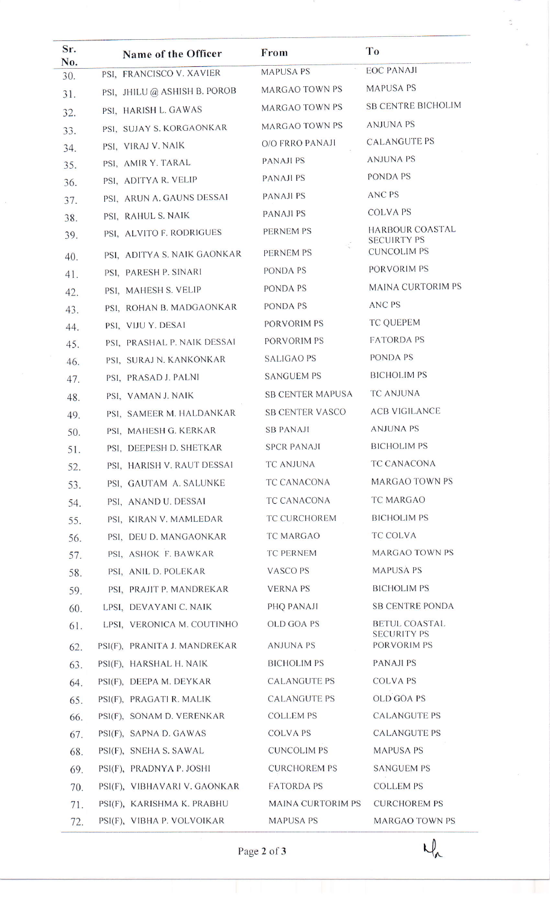| Sr. No. | Name of the Officer | From | To |
|---|---|---|---|
| 30. | PSI, FRANCISCO V. XAVIER | MAPUSA PS | EOC PANAJI |
| 31. | PSI, JHILU @ ASHISH B. POROB | MARGAO TOWN PS | MAPUSA PS |
| 32. | PSI, HARISH L. GAWAS | MARGAO TOWN PS | SB CENTRE BICHOLIM |
| 33. | PSI, SUJAY S. KORGAONKAR | MARGAO TOWN PS | ANJUNA PS |
| 34. | PSI, VIRAJ V. NAIK | O/O FRRO PANAJI | CALANGUTE PS |
| 35. | PSI, AMIR Y. TARAL | PANAJI PS | ANJUNA PS |
| 36. | PSI, ADITYA R. VELIP | PANAJI PS | PONDA PS |
| 37. | PSI, ARUN A. GAUNS DESSAI | PANAJI PS | ANC PS |
| 38. | PSI, RAHUL S. NAIK | PANAJI PS | COLVA PS |
| 39. | PSI, ALVITO F. RODRIGUES | PERNEM PS | HARBOUR COASTAL SECUIRTY PS |
| 40. | PSI, ADITYA S. NAIK GAONKAR | PERNEM PS | CUNCOLIM PS |
| 41. | PSI, PARESH P. SINARI | PONDA PS | PORVORIM PS |
| 42. | PSI, MAHESH S. VELIP | PONDA PS | MAINA CURTORIM PS |
| 43. | PSI, ROHAN B. MADGAONKAR | PONDA PS | ANC PS |
| 44. | PSI, VIJU Y. DESAI | PORVORIM PS | TC QUEPEM |
| 45. | PSI, PRASHAL P. NAIK DESSAI | PORVORIM PS | FATORDA PS |
| 46. | PSI, SURAJ N. KANKONKAR | SALIGAO PS | PONDA PS |
| 47. | PSI, PRASAD J. PALNI | SANGUEM PS | BICHOLIM PS |
| 48. | PSI, VAMAN J. NAIK | SB CENTER MAPUSA | TC ANJUNA |
| 49. | PSI, SAMEER M. HALDANKAR | SB CENTER VASCO | ACB VIGILANCE |
| 50. | PSI, MAHESH G. KERKAR | SB PANAJI | ANJUNA PS |
| 51. | PSI, DEEPESH D. SHETKAR | SPCR PANAJI | BICHOLIM PS |
| 52. | PSI, HARISH V. RAUT DESSAI | TC ANJUNA | TC CANACONA |
| 53. | PSI, GAUTAM A. SALUNKE | TC CANACONA | MARGAO TOWN PS |
| 54. | PSI, ANAND U. DESSAI | TC CANACONA | TC MARGAO |
| 55. | PSI, KIRAN V. MAMLEDAR | TC CURCHOREM | BICHOLIM PS |
| 56. | PSI, DEU D. MANGAONKAR | TC MARGAO | TC COLVA |
| 57. | PSI, ASHOK F. BAWKAR | TC PERNEM | MARGAO TOWN PS |
| 58. | PSI, ANIL D. POLEKAR | VASCO PS | MAPUSA PS |
| 59. | PSI, PRAJIT P. MANDREKAR | VERNA PS | BICHOLIM PS |
| 60. | LPSI, DEVAYANI C. NAIK | PHQ PANAJI | SB CENTRE PONDA |
| 61. | LPSI, VERONICA M. COUTINHO | OLD GOA PS | BETUL COASTAL SECURITY PS |
| 62. | PSI(F), PRANITA J. MANDREKAR | ANJUNA PS | PORVORIM PS |
| 63. | PSI(F), HARSHAL H. NAIK | BICHOLIM PS | PANAJI PS |
| 64. | PSI(F), DEEPA M. DEYKAR | CALANGUTE PS | COLVA PS |
| 65. | PSI(F), PRAGATI R. MALIK | CALANGUTE PS | OLD GOA PS |
| 66. | PSI(F), SONAM D. VERENKAR | COLLEM PS | CALANGUTE PS |
| 67. | PSI(F), SAPNA D. GAWAS | COLVA PS | CALANGUTE PS |
| 68. | PSI(F), SNEHA S. SAWAL | CUNCOLIM PS | MAPUSA PS |
| 69. | PSI(F), PRADNYA P. JOSHI | CURCHOREM PS | SANGUEM PS |
| 70. | PSI(F), VIBHAVARI V. GAONKAR | FATORDA PS | COLLEM PS |
| 71. | PSI(F), KARISHMA K. PRABHU | MAINA CURTORIM PS | CURCHOREM PS |
| 72. | PSI(F), VIBHA P. VOLVOIKAR | MAPUSA PS | MARGAO TOWN PS |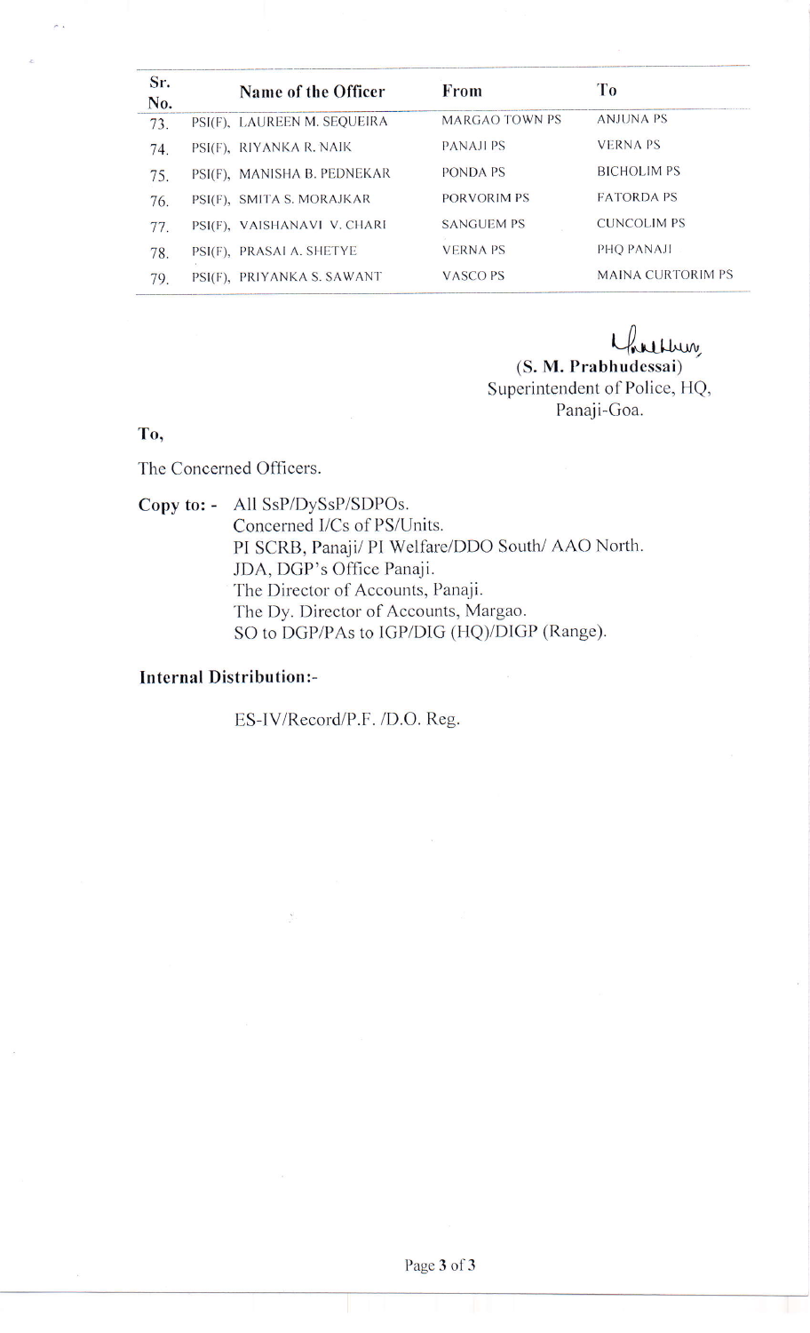| Sr. No. | Name of the Officer | From | To |
|---|---|---|---|
| 73. | PSI(F), LAUREEN M. SEQUEIRA | MARGAO TOWN PS | ANJUNA PS |
| 74. | PSI(F), RIYANKA R. NAIK | PANAJI PS | VERNA PS |
| 75. | PSI(F), MANISHA B. PEDNEKAR | PONDA PS | BICHOLIM PS |
| 76. | PSI(F), SMITA S. MORAJKAR | PORVORIM PS | FATORDA PS |
| 77. | PSI(F), VAISHANAVI V. CHARI | SANGUEM PS | CUNCOLIM PS |
| 78. | PSI(F), PRASAI A. SHETYE | VERNA PS | PHQ PANAJI |
| 79. | PSI(F), PRIYANKA S. SAWANT | VASCO PS | MAINA CURTORIM PS |

**(S. M. Prabhudessai)**
Superintendent of Police, HQ,
Panaji-Goa.

**To,**

The Concerned Officers.

**Copy to: -** All SsP/DySsP/SDPOs.
Concerned I/Cs of PS/Units.
PI SCRB, Panaji/ PI Welfare/DDO South/ AAO North.
JDA, DGP's Office Panaji.
The Director of Accounts, Panaji.
The Dy. Director of Accounts, Margao.
SO to DGP/PAs to IGP/DIG (HQ)/DIGP (Range).

**Internal Distribution:-**

ES-IV/Record/P.F. /D.O. Reg.